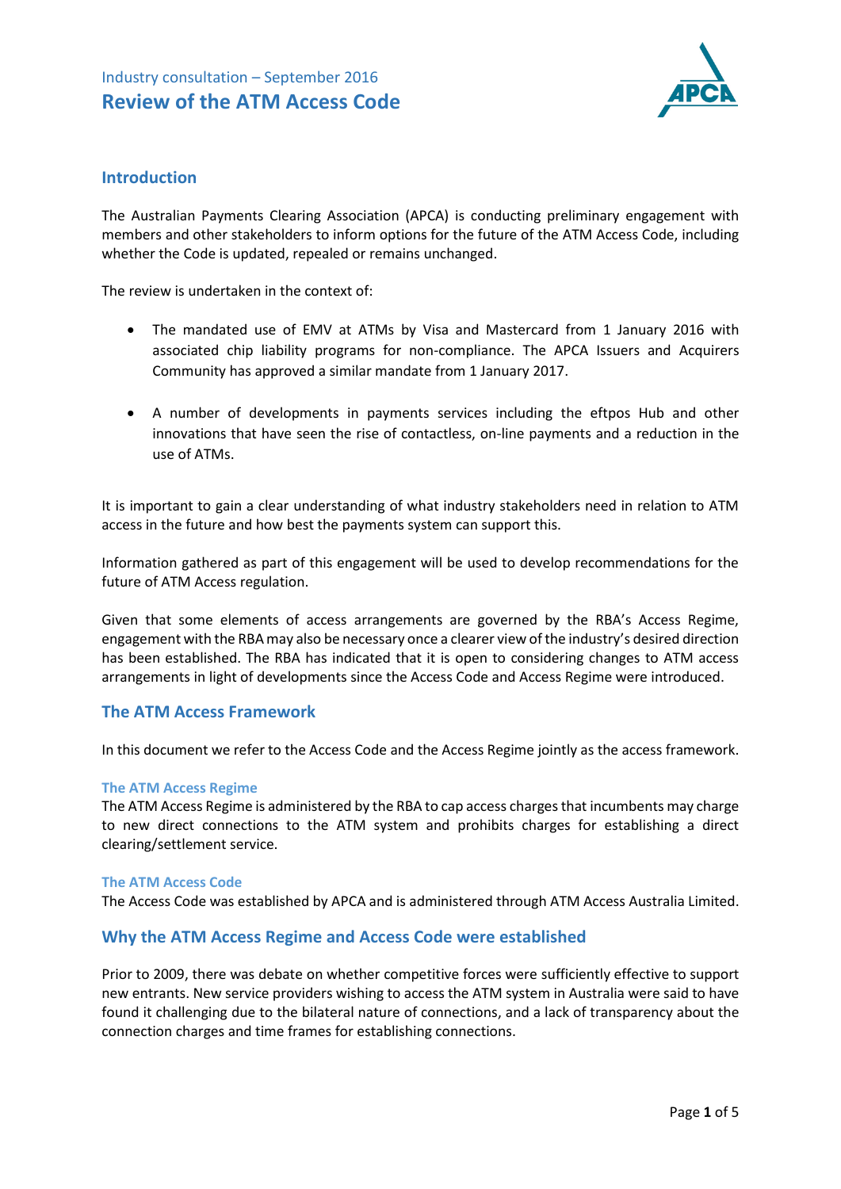Industry consultation – September 2016

# Review of the ATM Access Code

## Introduction

The Australian Payments Clearing Association (APCA) is conducting preliminary engagement with members and other stakeholders to inform options for the future of the ATM Access Code, including whether the Code is updated, repealed or remains unchanged.

The review is undertaken in the context of:

- The mandated use of EMV at ATMs by Visa and Mastercard from 1 January 2016 with associated chip liability programs for non-compliance. The APCA Issuers and Acquirers Community has approved a similar mandate from 1 January 2017.
- A number of developments in payments services including the eftpos Hub and other innovations that have seen the rise of contactless, on-line payments and a reduction in the use of ATMs.

It is important to gain a clear understanding of what industry stakeholders need in relation to ATM access in the future and how best the payments system can support this.

Information gathered as part of this engagement will be used to develop recommendations for the future of ATM Access regulation.

Given that some elements of access arrangements are governed by the RBA's Access Regime, engagement with the RBA may also be necessary once a clearer view of the industry's desired direction has been established. The RBA has indicated that it is open to considering changes to ATM access arrangements in light of developments since the Access Code and Access Regime were introduced.

## The ATM Access Framework

In this document we refer to the Access Code and the Access Regime jointly as the access framework.

### The ATM Access Regime

The ATM Access Regime is administered by the RBA to cap access charges that incumbents may charge to new direct connections to the ATM system and prohibits charges for establishing a direct clearing/settlement service.

### The ATM Access Code

The Access Code was established by APCA and is administered through ATM Access Australia Limited.

## Why the ATM Access Regime and Access Code were established

Prior to 2009, there was debate on whether competitive forces were sufficiently effective to support new entrants. New service providers wishing to access the ATM system in Australia were said to have found it challenging due to the bilateral nature of connections, and a lack of transparency about the connection charges and time frames for establishing connections.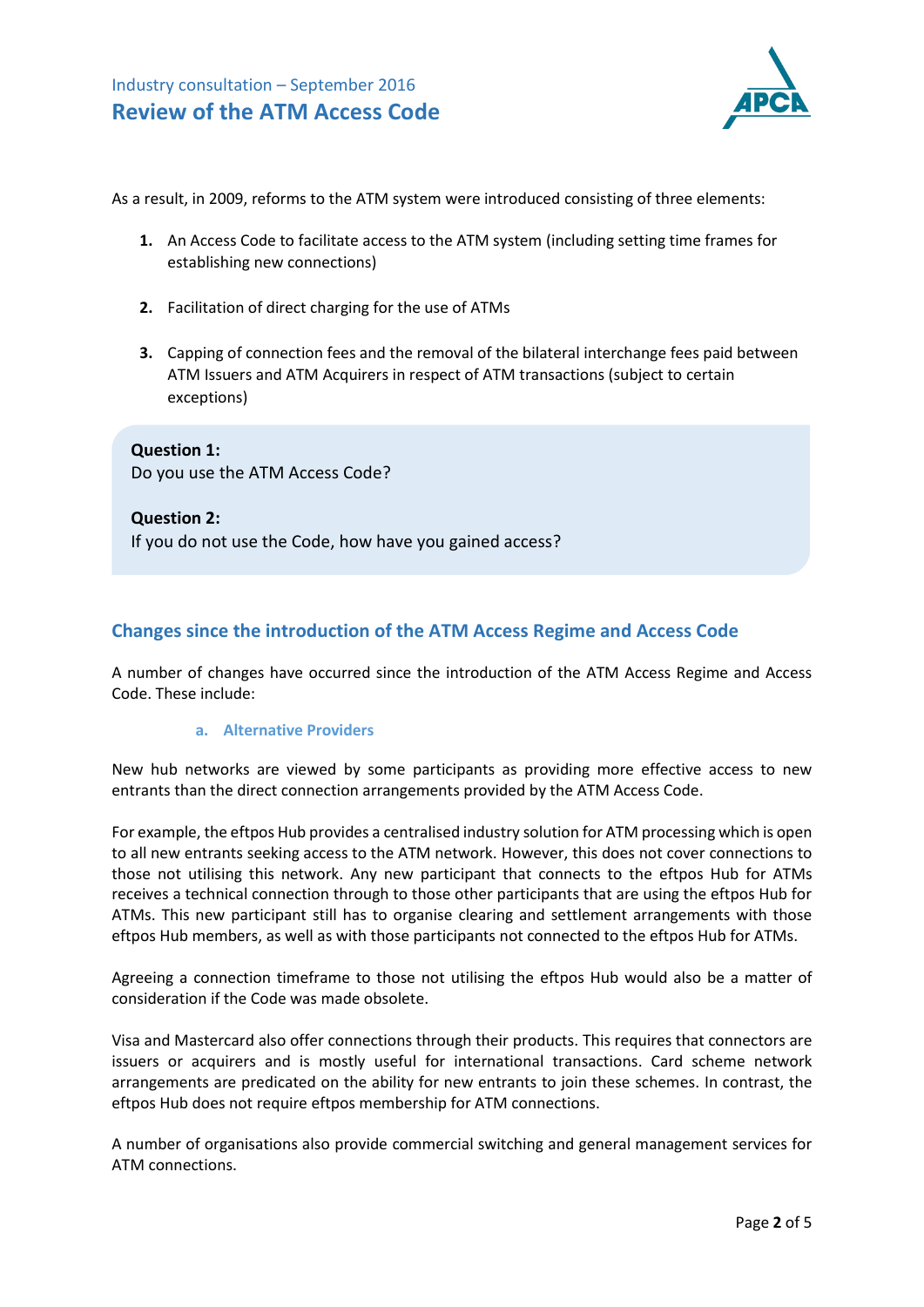As a result, in 2009, reforms to the ATM system were introduced consisting of three elements:

1. An Access Code to facilitate access to the ATM system (including setting time frames for establishing new connections)
2. Facilitation of direct charging for the use of ATMs
3. Capping of connection fees and the removal of the bilateral interchange fees paid between ATM Issuers and ATM Acquirers in respect of ATM transactions (subject to certain exceptions)

> **Question 1:**
> Do you use the ATM Access Code?
>
> **Question 2:**
> If you do not use the Code, how have you gained access?

## Changes since the introduction of the ATM Access Regime and Access Code

A number of changes have occurred since the introduction of the ATM Access Regime and Access Code. These include:

### a. Alternative Providers

New hub networks are viewed by some participants as providing more effective access to new entrants than the direct connection arrangements provided by the ATM Access Code.

For example, the eftpos Hub provides a centralised industry solution for ATM processing which is open to all new entrants seeking access to the ATM network. However, this does not cover connections to those not utilising this network. Any new participant that connects to the eftpos Hub for ATMs receives a technical connection through to those other participants that are using the eftpos Hub for ATMs. This new participant still has to organise clearing and settlement arrangements with those eftpos Hub members, as well as with those participants not connected to the eftpos Hub for ATMs.

Agreeing a connection timeframe to those not utilising the eftpos Hub would also be a matter of consideration if the Code was made obsolete.

Visa and Mastercard also offer connections through their products. This requires that connectors are issuers or acquirers and is mostly useful for international transactions. Card scheme network arrangements are predicated on the ability for new entrants to join these schemes. In contrast, the eftpos Hub does not require eftpos membership for ATM connections.

A number of organisations also provide commercial switching and general management services for ATM connections.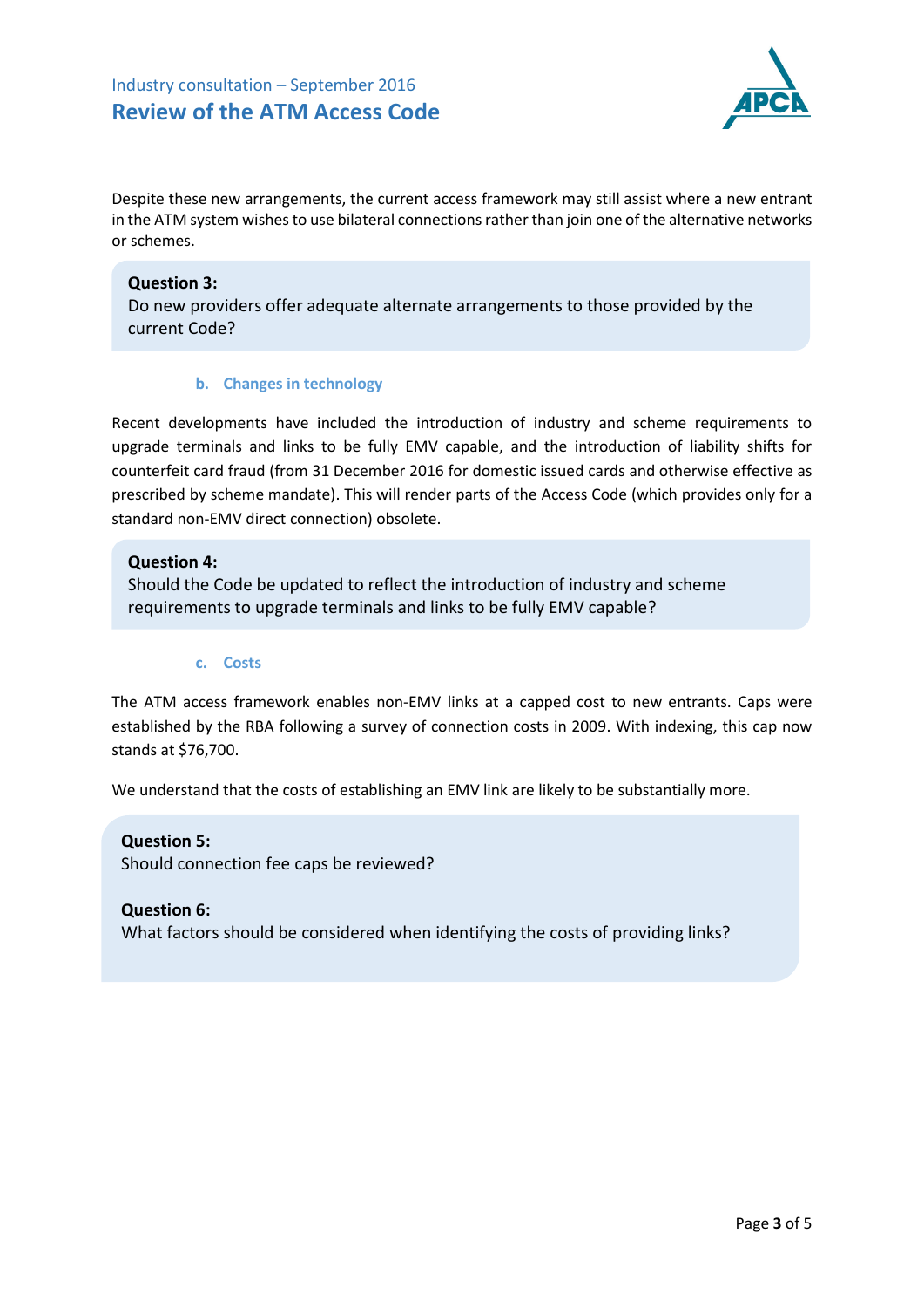Despite these new arrangements, the current access framework may still assist where a new entrant in the ATM system wishes to use bilateral connections rather than join one of the alternative networks or schemes.

> **Question 3:**
> Do new providers offer adequate alternate arrangements to those provided by the current Code?

### b. Changes in technology

Recent developments have included the introduction of industry and scheme requirements to upgrade terminals and links to be fully EMV capable, and the introduction of liability shifts for counterfeit card fraud (from 31 December 2016 for domestic issued cards and otherwise effective as prescribed by scheme mandate). This will render parts of the Access Code (which provides only for a standard non-EMV direct connection) obsolete.

> **Question 4:**
> Should the Code be updated to reflect the introduction of industry and scheme requirements to upgrade terminals and links to be fully EMV capable?

### c. Costs

The ATM access framework enables non-EMV links at a capped cost to new entrants. Caps were established by the RBA following a survey of connection costs in 2009. With indexing, this cap now stands at $76,700.

We understand that the costs of establishing an EMV link are likely to be substantially more.

> **Question 5:**
> Should connection fee caps be reviewed?
>
> **Question 6:**
> What factors should be considered when identifying the costs of providing links?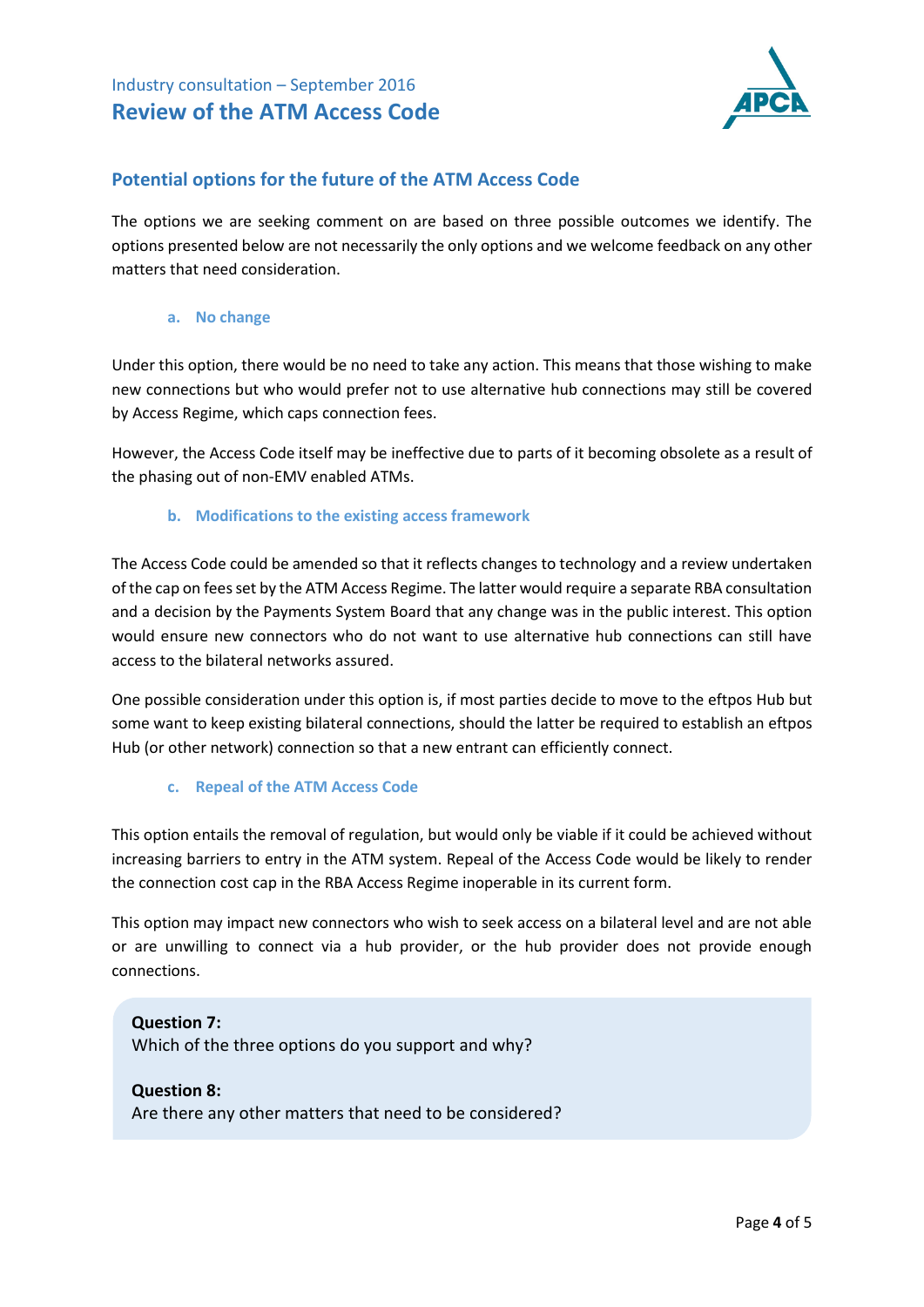## Potential options for the future of the ATM Access Code

The options we are seeking comment on are based on three possible outcomes we identify. The options presented below are not necessarily the only options and we welcome feedback on any other matters that need consideration.

### a. No change

Under this option, there would be no need to take any action. This means that those wishing to make new connections but who would prefer not to use alternative hub connections may still be covered by Access Regime, which caps connection fees.

However, the Access Code itself may be ineffective due to parts of it becoming obsolete as a result of the phasing out of non-EMV enabled ATMs.

### b. Modifications to the existing access framework

The Access Code could be amended so that it reflects changes to technology and a review undertaken of the cap on fees set by the ATM Access Regime. The latter would require a separate RBA consultation and a decision by the Payments System Board that any change was in the public interest. This option would ensure new connectors who do not want to use alternative hub connections can still have access to the bilateral networks assured.

One possible consideration under this option is, if most parties decide to move to the eftpos Hub but some want to keep existing bilateral connections, should the latter be required to establish an eftpos Hub (or other network) connection so that a new entrant can efficiently connect.

### c. Repeal of the ATM Access Code

This option entails the removal of regulation, but would only be viable if it could be achieved without increasing barriers to entry in the ATM system. Repeal of the Access Code would be likely to render the connection cost cap in the RBA Access Regime inoperable in its current form.

This option may impact new connectors who wish to seek access on a bilateral level and are not able or are unwilling to connect via a hub provider, or the hub provider does not provide enough connections.

**Question 7:**
Which of the three options do you support and why?

**Question 8:**
Are there any other matters that need to be considered?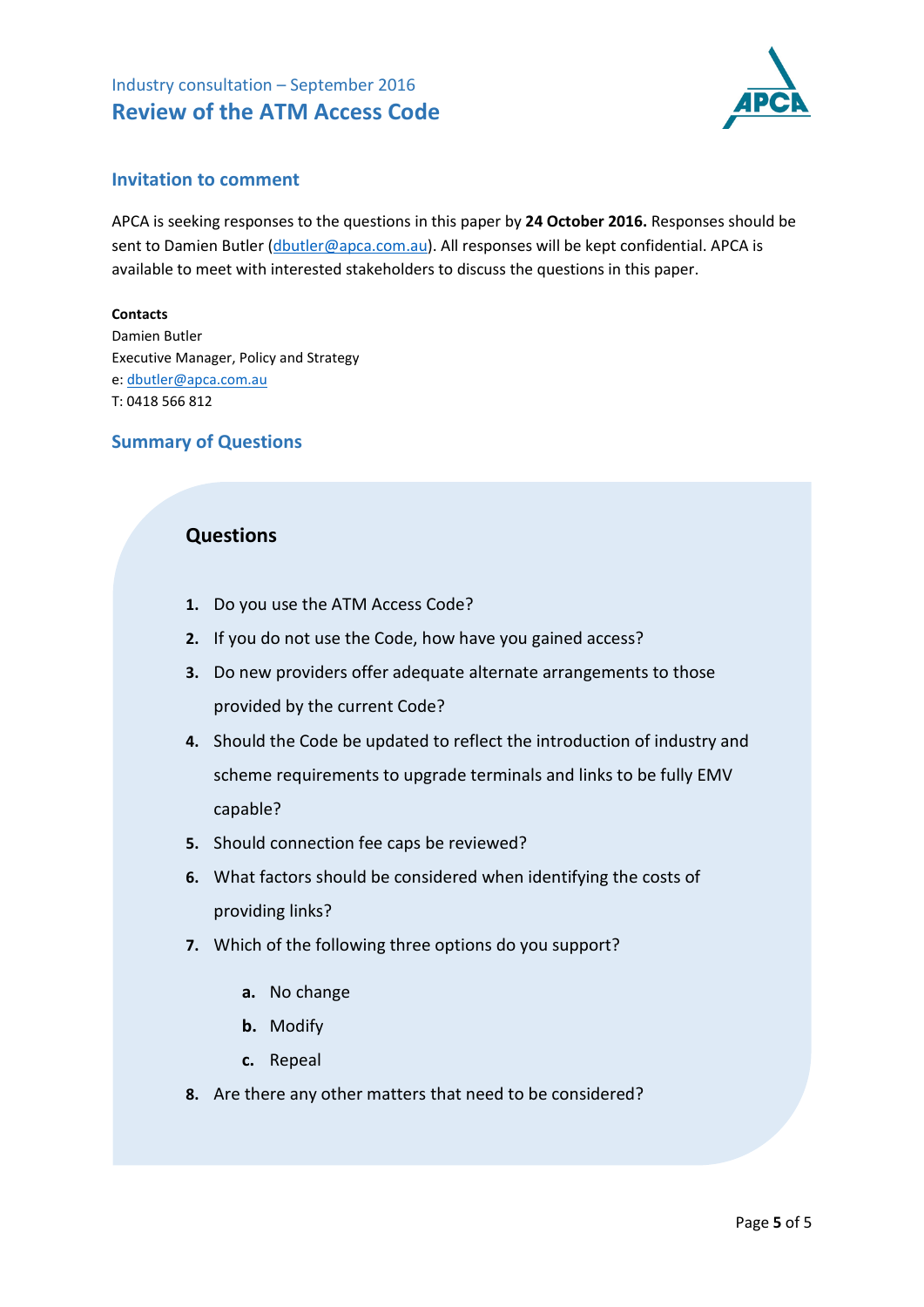Industry consultation – September 2016

# Review of the ATM Access Code

## Invitation to comment

APCA is seeking responses to the questions in this paper by **24 October 2016.** Responses should be sent to Damien Butler (dbutler@apca.com.au). All responses will be kept confidential. APCA is available to meet with interested stakeholders to discuss the questions in this paper.

**Contacts**
Damien Butler
Executive Manager, Policy and Strategy
e: dbutler@apca.com.au
T: 0418 566 812

## Summary of Questions

### Questions

1. Do you use the ATM Access Code?
2. If you do not use the Code, how have you gained access?
3. Do new providers offer adequate alternate arrangements to those provided by the current Code?
4. Should the Code be updated to reflect the introduction of industry and scheme requirements to upgrade terminals and links to be fully EMV capable?
5. Should connection fee caps be reviewed?
6. What factors should be considered when identifying the costs of providing links?
7. Which of the following three options do you support?
   a. No change
   b. Modify
   c. Repeal
8. Are there any other matters that need to be considered?